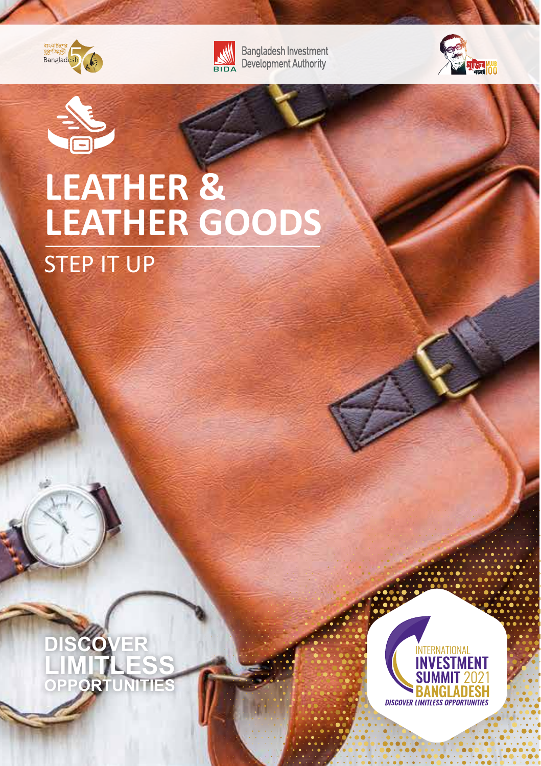Bangladesh Investment Development Authority

# LEATHER & LEATHER GOODS

## STEP IT UP

DISCOVER LIMITLESS OPPORTUNITIES

INTERNATIONAL INVESTMENT SUMMIT 2021 BANGLADESH

DISCOVER LIMITLESS OPPORTUNITIES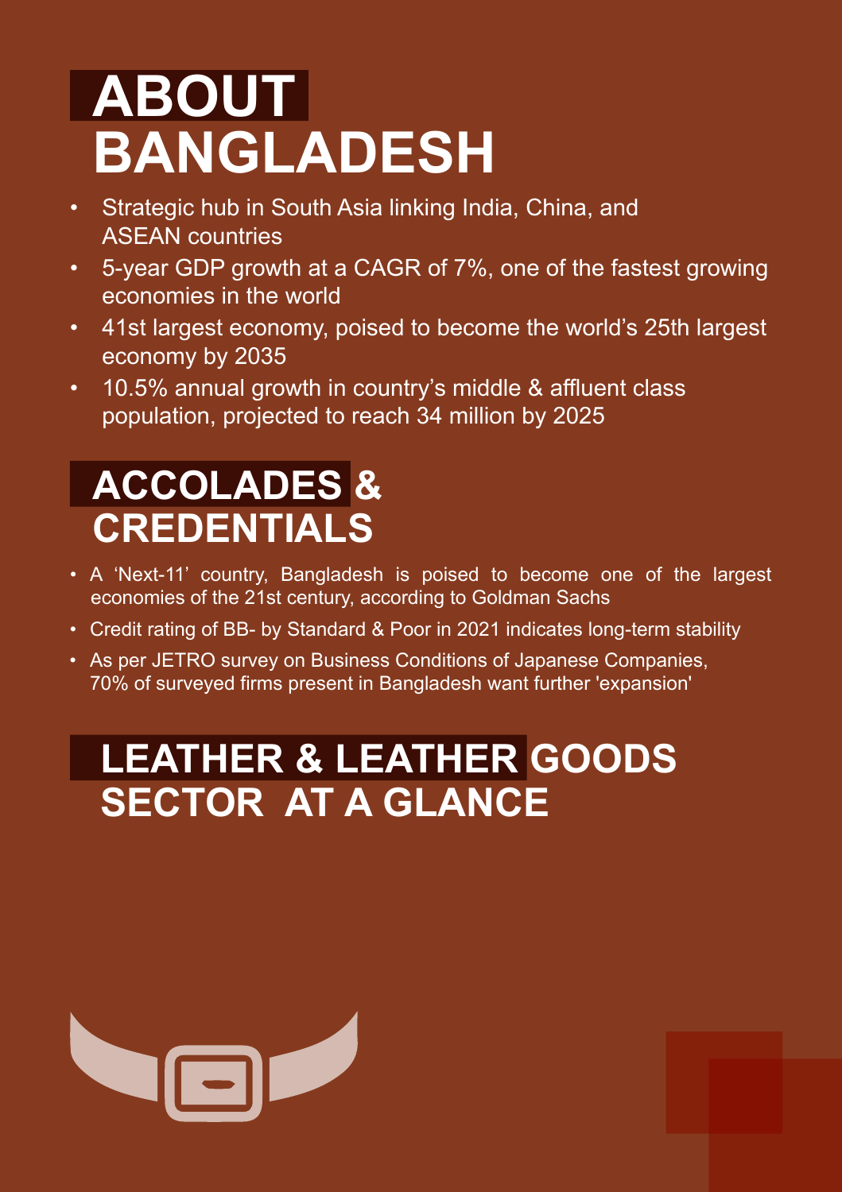# ABOUT BANGLADESH

- Strategic hub in South Asia linking India, China, and ASEAN countries
- 5-year GDP growth at a CAGR of 7%, one of the fastest growing economies in the world
- 41st largest economy, poised to become the world's 25th largest economy by 2035
- 10.5% annual growth in country's middle & affluent class population, projected to reach 34 million by 2025

# ACCOLADES & CREDENTIALS

- A 'Next-11' country, Bangladesh is poised to become one of the largest economies of the 21st century, according to Goldman Sachs
- Credit rating of BB- by Standard & Poor in 2021 indicates long-term stability
- As per JETRO survey on Business Conditions of Japanese Companies, 70% of surveyed firms present in Bangladesh want further 'expansion'

# LEATHER & LEATHER GOODS SECTOR AT A GLANCE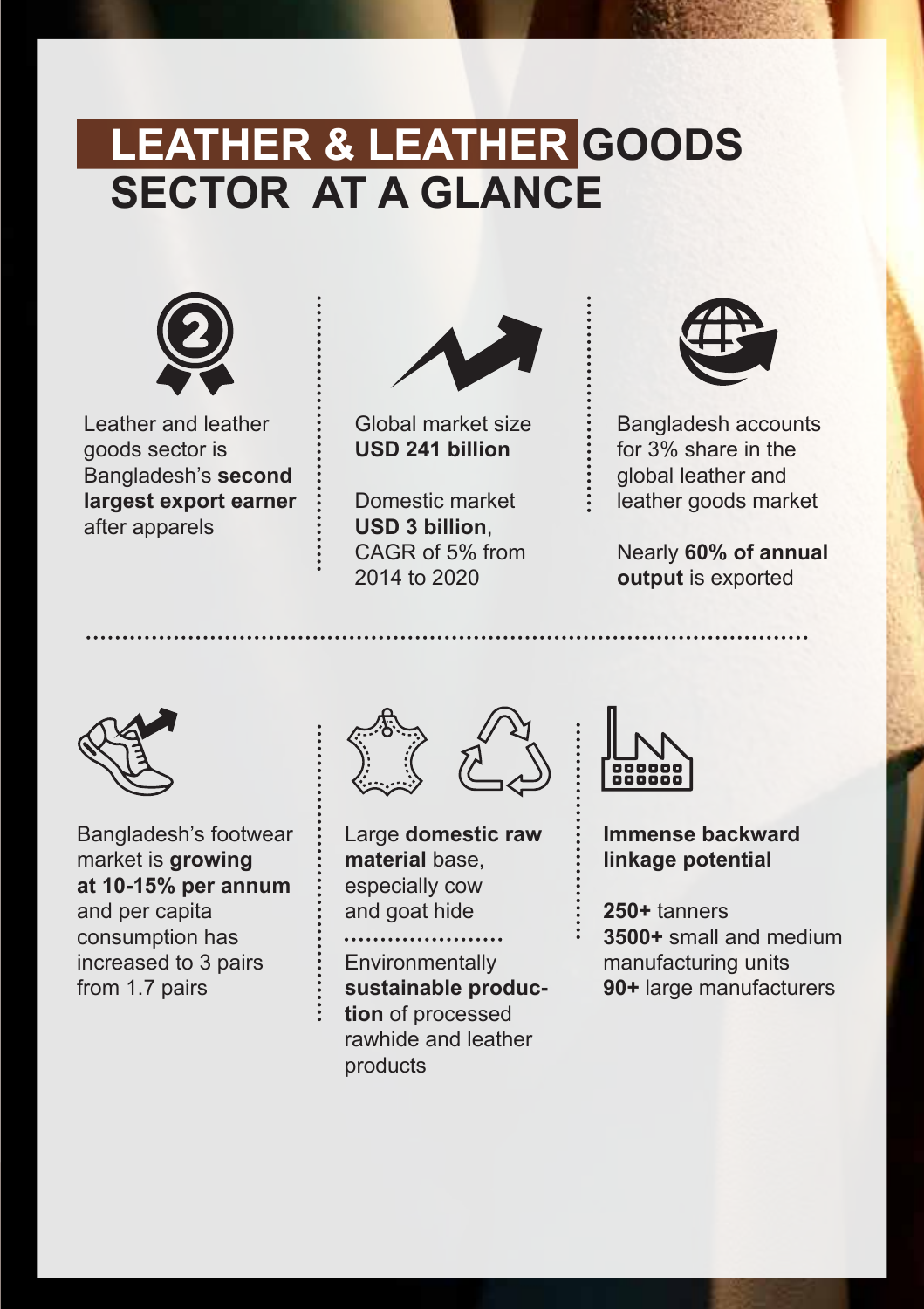# LEATHER & LEATHER GOODS SECTOR AT A GLANCE

Leather and leather goods sector is Bangladesh's **second largest export earner** after apparels

Global market size **USD 241 billion**

Domestic market **USD 3 billion**, CAGR of 5% from 2014 to 2020

Bangladesh accounts for 3% share in the global leather and leather goods market

Nearly **60% of annual output** is exported

Bangladesh's footwear market is **growing at 10-15% per annum** and per capita consumption has increased to 3 pairs from 1.7 pairs

Large **domestic raw material** base, especially cow and goat hide

Environmentally **sustainable production** of processed rawhide and leather products

**Immense backward linkage potential**

**250+** tanners
**3500+** small and medium manufacturing units
**90+** large manufacturers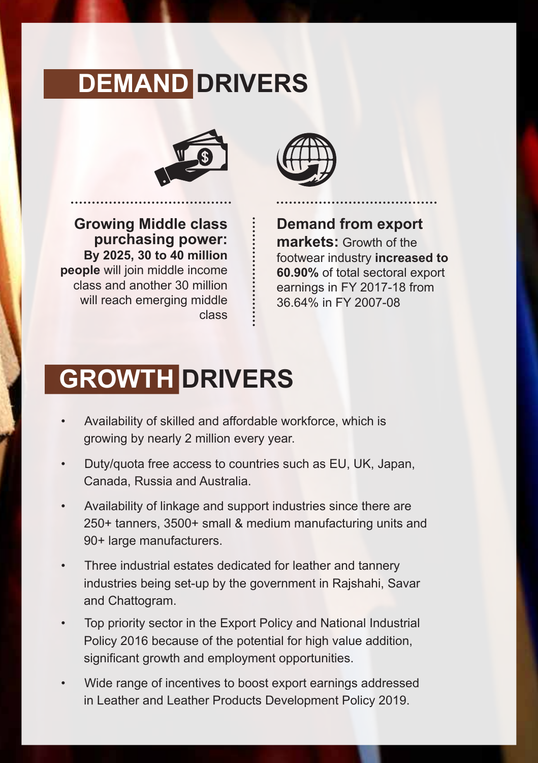# DEMAND DRIVERS

**Growing Middle class purchasing power:** **By 2025, 30 to 40 million people** will join middle income class and another 30 million will reach emerging middle class

**Demand from export markets:** Growth of the footwear industry **increased to 60.90%** of total sectoral export earnings in FY 2017-18 from 36.64% in FY 2007-08

# GROWTH DRIVERS

- Availability of skilled and affordable workforce, which is growing by nearly 2 million every year.
- Duty/quota free access to countries such as EU, UK, Japan, Canada, Russia and Australia.
- Availability of linkage and support industries since there are 250+ tanners, 3500+ small & medium manufacturing units and 90+ large manufacturers.
- Three industrial estates dedicated for leather and tannery industries being set-up by the government in Rajshahi, Savar and Chattogram.
- Top priority sector in the Export Policy and National Industrial Policy 2016 because of the potential for high value addition, significant growth and employment opportunities.
- Wide range of incentives to boost export earnings addressed in Leather and Leather Products Development Policy 2019.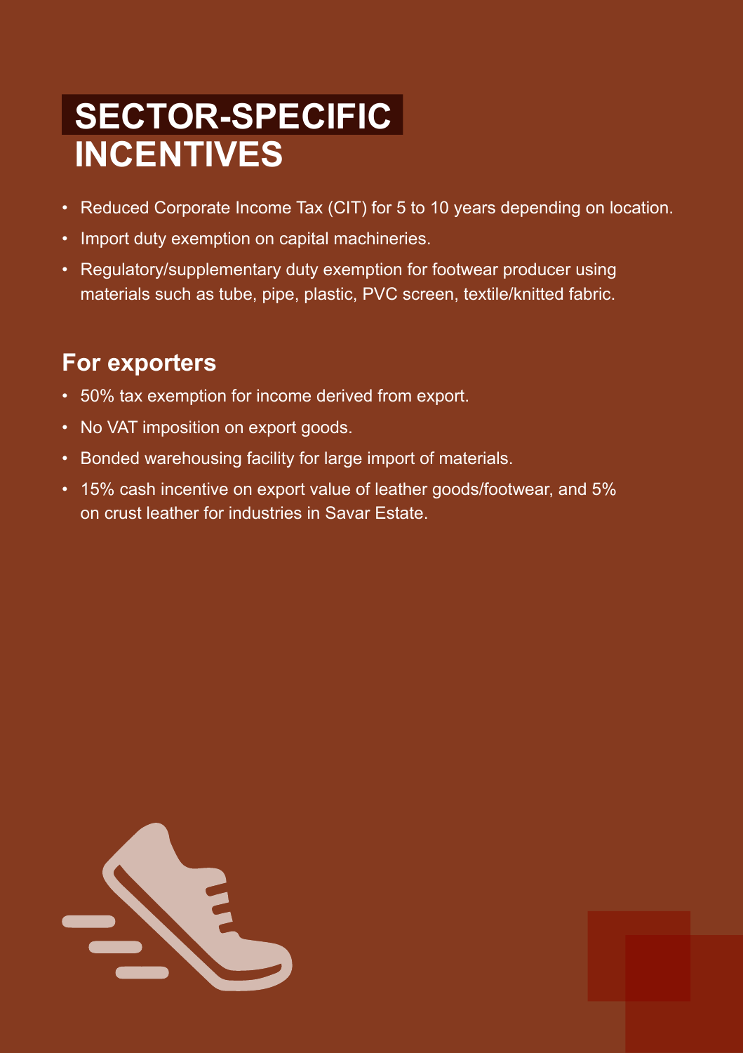# SECTOR-SPECIFIC INCENTIVES

- Reduced Corporate Income Tax (CIT) for 5 to 10 years depending on location.
- Import duty exemption on capital machineries.
- Regulatory/supplementary duty exemption for footwear producer using materials such as tube, pipe, plastic, PVC screen, textile/knitted fabric.

## For exporters

- 50% tax exemption for income derived from export.
- No VAT imposition on export goods.
- Bonded warehousing facility for large import of materials.
- 15% cash incentive on export value of leather goods/footwear, and 5% on crust leather for industries in Savar Estate.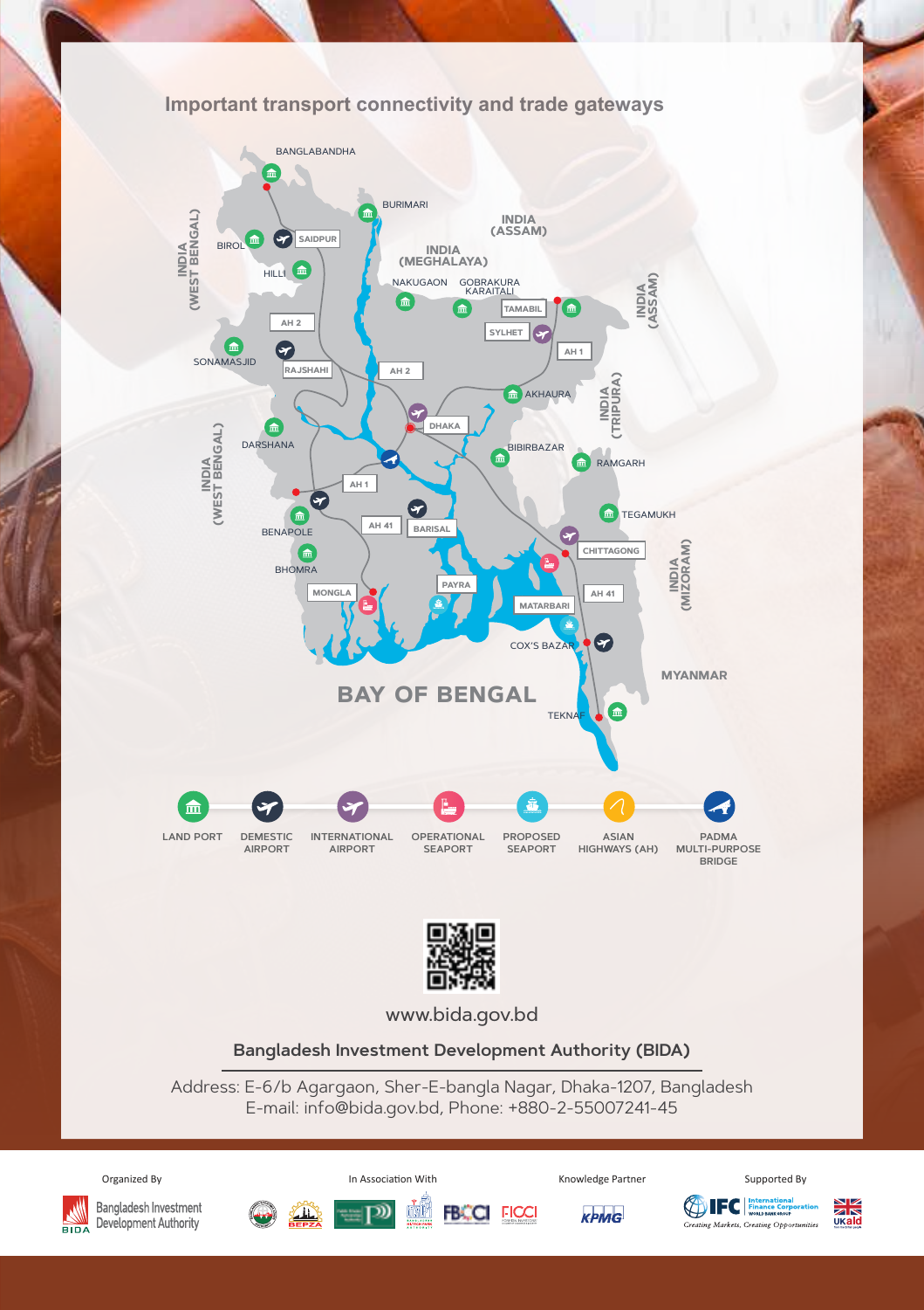## Important transport connectivity and trade gateways

BANGLABANDHA
BURIMARI
INDIA (ASSAM)
INDIA (WEST BENGAL)
BIROL
SAIDPUR
INDIA (MEGHALAYA)
HILLI
NAKUGAON
GOBRAKURA KARAITALI
TAMABIL
INDIA (ASSAM)
AH 2
SYLHET
SONAMASJID
RAJSHAHI
AH 2
AH 1
AKHAURA
INDIA (TRIPURA)
DHAKA
DARSHANA
BIBIRBAZAR
RAMGARH
INDIA (WEST BENGAL)
AH 1
TEGAMUKH
BENAPOLE
AH 41
BARISAL
CHITTAGONG
BHOMRA
INDIA (MIZORAM)
MONGLA
PAYRA
AH 41
MATARBARI
COX'S BAZAR
MYANMAR
BAY OF BENGAL
TEKNAF

LAND PORT
DEMESTIC AIRPORT
INTERNATIONAL AIRPORT
OPERATIONAL SEAPORT
PROPOSED SEAPORT
ASIAN HIGHWAYS (AH)
PADMA MULTI-PURPOSE BRIDGE

www.bida.gov.bd

**Bangladesh Investment Development Authority (BIDA)**

Address: E-6/b Agargaon, Sher-E-bangla Nagar, Dhaka-1207, Bangladesh
E-mail: info@bida.gov.bd, Phone: +880-2-55007241-45

Organized By
Bangladesh Investment Development Authority

In Association With
BEPZA
FBCCI
FICCI

Knowledge Partner
KPMG

Supported By
IFC International Finance Corporation World Bank Group
Creating Markets, Creating Opportunities
UKaid